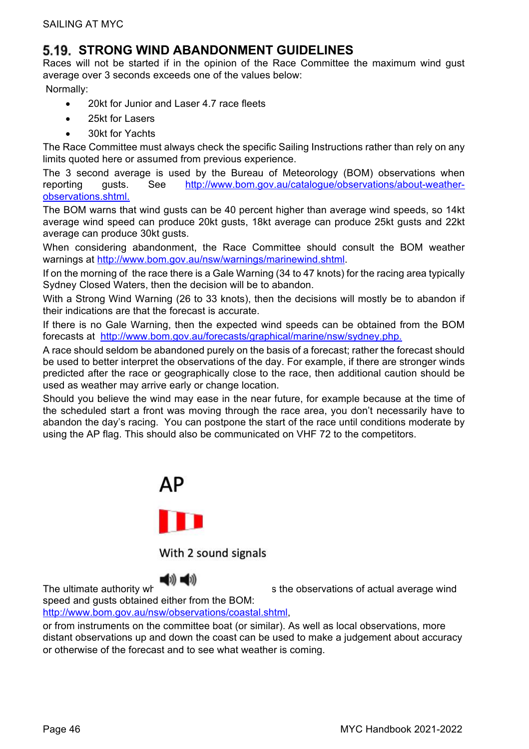## 5.19. STRONG WIND ABANDONMENT GUIDELINES

Races will not be started if in the opinion of the Race Committee the maximum wind gust average over 3 seconds exceeds one of the values below:

Normally:

- 20kt for Junior and Laser 4.7 race fleets
- 25kt for Lasers
- 30kt for Yachts

The Race Committee must always check the specific Sailing Instructions rather than rely on any limits quoted here or assumed from previous experience.

The 3 second average is used by the Bureau of Meteorology (BOM) observations when reporting gusts. See http://www.bom.gov.au/catalogue/observations/about-weather-observations.shtml.

The BOM warns that wind gusts can be 40 percent higher than average wind speeds, so 14kt average wind speed can produce 20kt gusts, 18kt average can produce 25kt gusts and 22kt average can produce 30kt gusts.

When considering abandonment, the Race Committee should consult the BOM weather warnings at http://www.bom.gov.au/nsw/warnings/marinewind.shtml.

If on the morning of the race there is a Gale Warning (34 to 47 knots) for the racing area typically Sydney Closed Waters, then the decision will be to abandon.

With a Strong Wind Warning (26 to 33 knots), then the decisions will mostly be to abandon if their indications are that the forecast is accurate.

If there is no Gale Warning, then the expected wind speeds can be obtained from the BOM forecasts at http://www.bom.gov.au/forecasts/graphical/marine/nsw/sydney.php.

A race should seldom be abandoned purely on the basis of a forecast; rather the forecast should be used to better interpret the observations of the day. For example, if there are stronger winds predicted after the race or geographically close to the race, then additional caution should be used as weather may arrive early or change location.

Should you believe the wind may ease in the near future, for example because at the time of the scheduled start a front was moving through the race area, you don't necessarily have to abandon the day's racing. You can postpone the start of the race until conditions moderate by using the AP flag. This should also be communicated on VHF 72 to the competitors.

**AP**

With 2 sound signals

The ultimate authority wh s the observations of actual average wind speed and gusts obtained either from the BOM: http://www.bom.gov.au/nsw/observations/coastal.shtml,

or from instruments on the committee boat (or similar). As well as local observations, more distant observations up and down the coast can be used to make a judgement about accuracy or otherwise of the forecast and to see what weather is coming.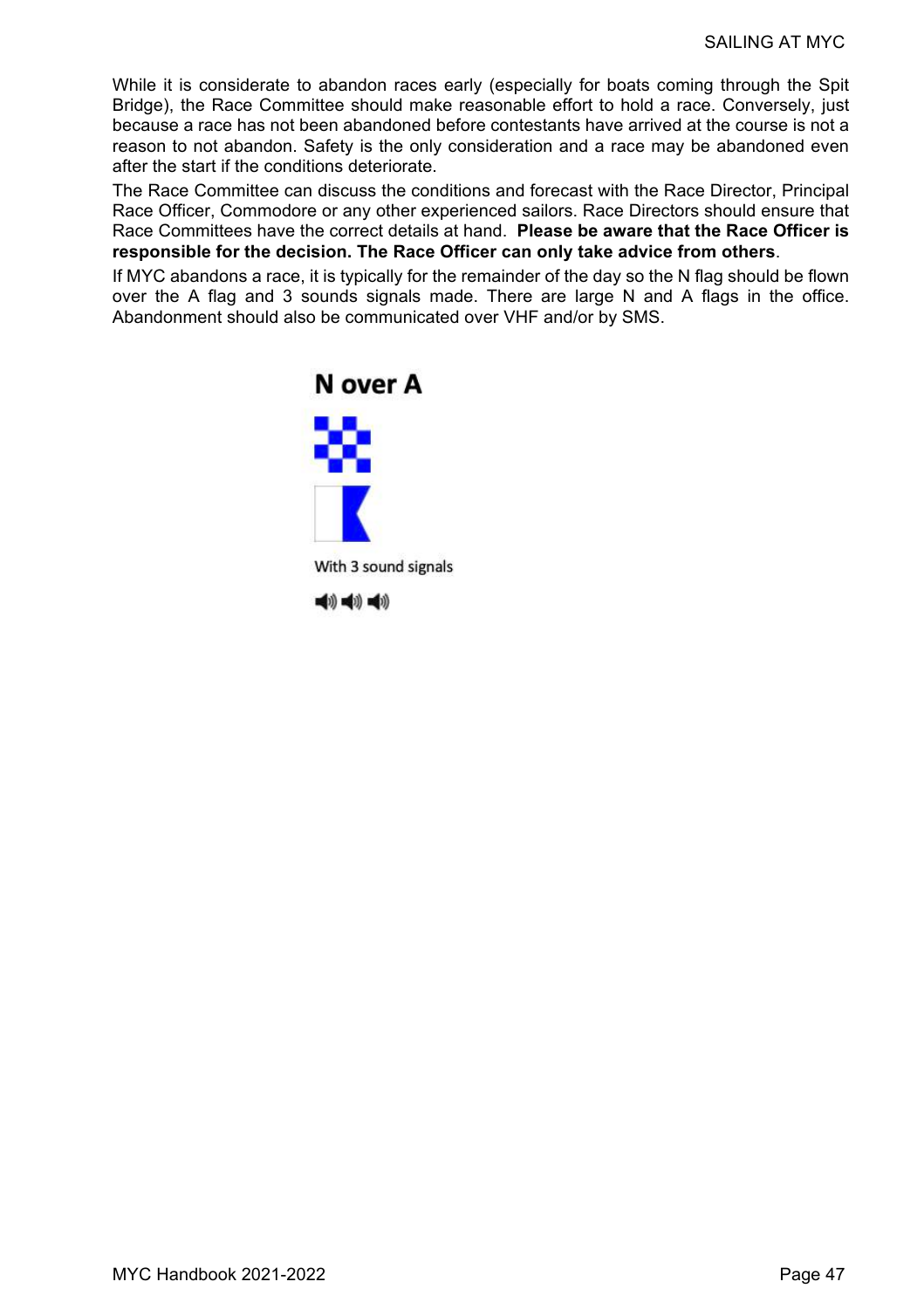While it is considerate to abandon races early (especially for boats coming through the Spit Bridge), the Race Committee should make reasonable effort to hold a race. Conversely, just because a race has not been abandoned before contestants have arrived at the course is not a reason to not abandon. Safety is the only consideration and a race may be abandoned even after the start if the conditions deteriorate.

The Race Committee can discuss the conditions and forecast with the Race Director, Principal Race Officer, Commodore or any other experienced sailors. Race Directors should ensure that Race Committees have the correct details at hand. **Please be aware that the Race Officer is responsible for the decision. The Race Officer can only take advice from others**.

If MYC abandons a race, it is typically for the remainder of the day so the N flag should be flown over the A flag and 3 sounds signals made. There are large N and A flags in the office. Abandonment should also be communicated over VHF and/or by SMS.

**N over A**

With 3 sound signals